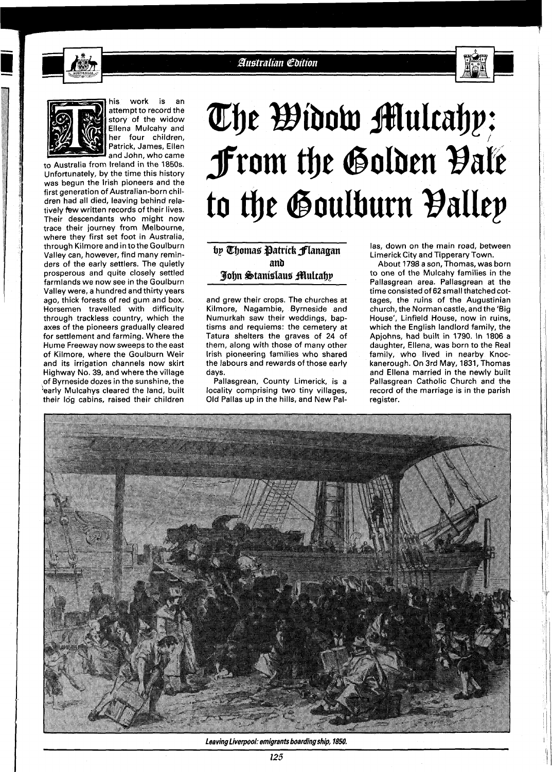# The Widow Mulcahy: From the Golden Vale to the Goulburn Valley

**by Thomas Patrick Flanagan and John Stanislaus Mulcahy**

This work is an attempt to record the story of the widow Ellena Mulcahy and her four children, Patrick, James, Ellen and John, who came to Australia from Ireland in the 1850s. Unfortunately, by the time this history was begun the Irish pioneers and the first generation of Australian-born children had all died, leaving behind relatively few written records of their lives. Their descendants who might now trace their journey from Melbourne, where they first set foot in Australia, through Kilmore and in to the Goulburn Valley can, however, find many reminders of the early settlers. The quietly prosperous and quite closely settled farmlands we now see in the Goulburn Valley were, a hundred and thirty years ago, thick forests of red gum and box. Horsemen travelled with difficulty through trackless country, which the axes of the pioneers gradually cleared for settlement and farming. Where the Hume Freeway now sweeps to the east of Kilmore, where the Goulburn Weir and its irrigation channels now skirt Highway No. 39, and where the village of Byrneside dozes in the sunshine, the early Mulcahys cleared the land, built their log cabins, raised their children and grew their crops. The churches at Kilmore, Nagambie, Byrneside and Numurkah saw their weddings, baptisms and requiems: the cemetery at Tatura shelters the graves of 24 of them, along with those of many other Irish pioneering families who shared the labours and rewards of those early days.

Pallasgrean, County Limerick, is a locality comprising two tiny villages, Old Pallas up in the hills, and New Pallas, down on the main road, between Limerick City and Tipperary Town.

About 1798 a son, Thomas, was born to one of the Mulcahy families in the Pallasgrean area. Pallasgrean at the time consisted of 62 small thatched cottages, the ruins of the Augustinian church, the Norman castle, and the 'Big House', Linfield House, now in ruins, which the English landlord family, the Apjohns, had built in 1790. In 1806 a daughter, Ellena, was born to the Real family, who lived in nearby Knockanerough. On 3rd May, 1831, Thomas and Ellena married in the newly built Pallasgrean Catholic Church and the record of the marriage is in the parish register.

*Leaving Liverpool: emigrants boarding ship, 1850.*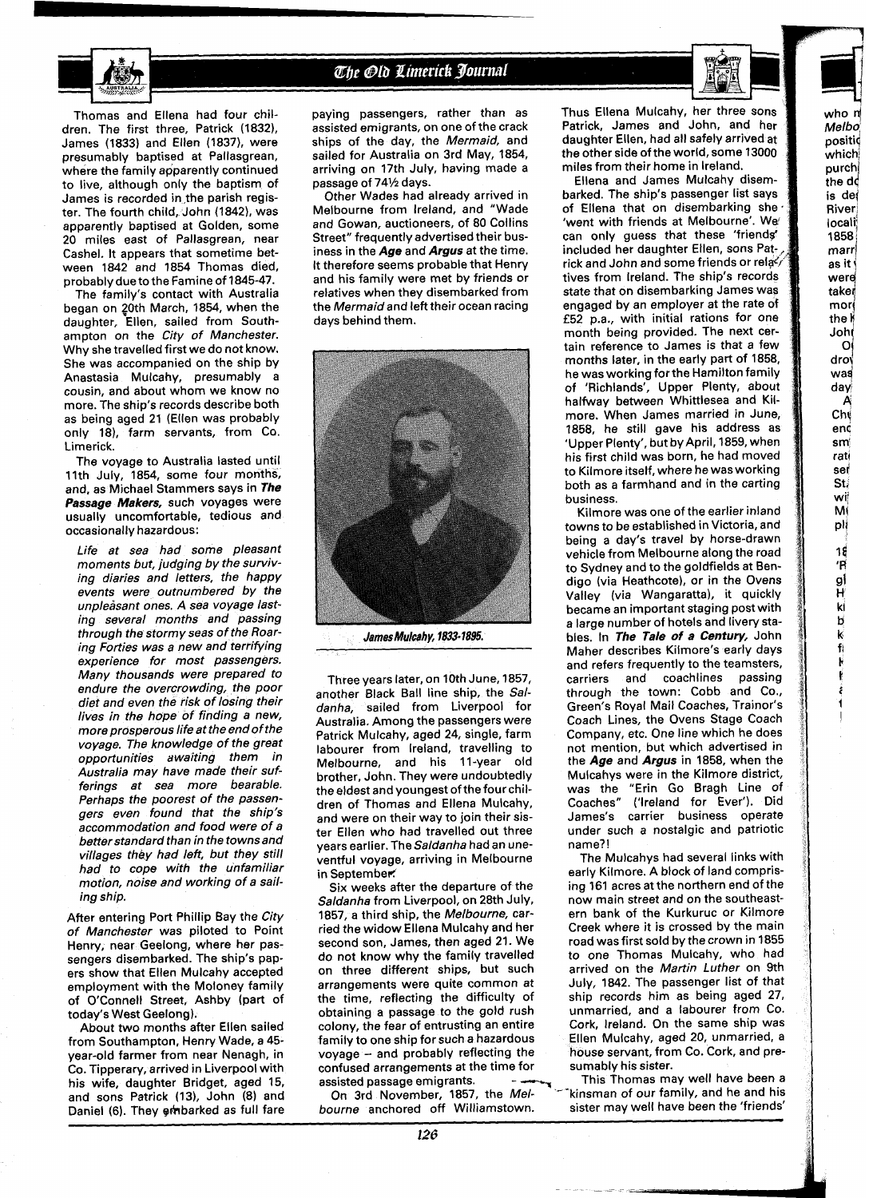Thomas and Ellena had four children. The first three, Patrick (1832), James (1833) and Ellen (1837), were presumably baptised at Pallasgrean, where the family apparently continued to live, although only the baptism of James is recorded in the parish register. The fourth child, John (1842), was apparently baptised at Golden, some 20 miles east of Pallasgrean, near Cashel. It appears that sometime between 1842 and 1854 Thomas died, probably due to the Famine of 1845-47.

The family's contact with Australia began on 20th March, 1854, when the daughter, Ellen, sailed from Southampton on the *City of Manchester*. Why she travelled first we do not know. She was accompanied on the ship by Anastasia Mulcahy, presumably a cousin, and about whom we know no more. The ship's records describe both as being aged 21 (Ellen was probably only 18), farm servants, from Co. Limerick.

The voyage to Australia lasted until 11th July, 1854, some four months, and, as Michael Stammers says in ***The Passage Makers,*** such voyages were usually uncomfortable, tedious and occasionally hazardous:

> *Life at sea had some pleasant moments but, judging by the surviving diaries and letters, the happy events were outnumbered by the unpleasant ones. A sea voyage lasting several months and passing through the stormy seas of the Roaring Forties was a new and terrifying experience for most passengers. Many thousands were prepared to endure the overcrowding, the poor diet and even the risk of losing their lives in the hope of finding a new, more prosperous life at the end of the voyage. The knowledge of the great opportunities awaiting them in Australia may have made their sufferings at sea more bearable. Perhaps the poorest of the passengers even found that the ship's accommodation and food were of a better standard than in the towns and villages they had left, but they still had to cope with the unfamiliar motion, noise and working of a sailing ship.*

After entering Port Phillip Bay the *City of Manchester* was piloted to Point Henry, near Geelong, where her passengers disembarked. The ship's papers show that Ellen Mulcahy accepted employment with the Moloney family of O'Connell Street, Ashby (part of today's West Geelong).

About two months after Ellen sailed from Southampton, Henry Wade, a 45-year-old farmer from near Nenagh, in Co. Tipperary, arrived in Liverpool with his wife, daughter Bridget, aged 15, and sons Patrick (13), John (8) and Daniel (6). They embarked as full fare paying passengers, rather than as assisted emigrants, on one of the crack ships of the day, the *Mermaid,* and sailed for Australia on 3rd May, 1854, arriving on 17th July, having made a passage of 74½ days.

Other Wades had already arrived in Melbourne from Ireland, and "Wade and Gowan, auctioneers, of 80 Collins Street" frequently advertised their business in the ***Age*** and ***Argus*** at the time. It therefore seems probable that Henry and his family were met by friends or relatives when they disembarked from the *Mermaid* and left their ocean racing days behind them.

***James Mulcahy, 1833-1895.***

Three years later, on 10th June, 1857, another Black Ball line ship, the *Saldanha,* sailed from Liverpool for Australia. Among the passengers were Patrick Mulcahy, aged 24, single, farm labourer from Ireland, travelling to Melbourne, and his 11-year old brother, John. They were undoubtedly the eldest and youngest of the four children of Thomas and Ellena Mulcahy, and were on their way to join their sister Ellen who had travelled out three years earlier. The *Saldanha* had an uneventful voyage, arriving in Melbourne in September.

Six weeks after the departure of the *Saldanha* from Liverpool, on 28th July, 1857, a third ship, the *Melbourne,* carried the widow Ellena Mulcahy and her second son, James, then aged 21. We do not know why the family travelled on three different ships, but such arrangements were quite common at the time, reflecting the difficulty of obtaining a passage to the gold rush colony, the fear of entrusting an entire family to one ship for such a hazardous voyage – and probably reflecting the confused arrangements at the time for assisted passage emigrants.

On 3rd November, 1857, the *Melbourne* anchored off Williamstown. Thus Ellena Mulcahy, her three sons Patrick, James and John, and her daughter Ellen, had all safely arrived at the other side of the world, some 13000 miles from their home in Ireland.

Ellena and James Mulcahy disembarked. The ship's passenger list says of Ellena that on disembarking she 'went with friends at Melbourne'. We can only guess that these 'friends' included her daughter Ellen, sons Patrick and John and some friends or relatives from Ireland. The ship's records state that on disembarking James was engaged by an employer at the rate of £52 p.a., with initial rations for one month being provided. The next certain reference to James is that a few months later, in the early part of 1858, he was working for the Hamilton family of 'Richlands', Upper Plenty, about halfway between Whittlesea and Kilmore. When James married in June, 1858, he still gave his address as 'Upper Plenty', but by April, 1859, when his first child was born, he had moved to Kilmore itself, where he was working both as a farmhand and in the carting business.

Kilmore was one of the earlier inland towns to be established in Victoria, and being a day's travel by horse-drawn vehicle from Melbourne along the road to Sydney and to the goldfields at Bendigo (via Heathcote), or in the Ovens Valley (via Wangaratta), it quickly became an important staging post with a large number of hotels and livery stables. In ***The Tale of a Century,*** John Maher describes Kilmore's early days and refers frequently to the teamsters, carriers and coachlines passing through the town: Cobb and Co., Green's Royal Mail Coaches, Trainor's Coach Lines, the Ovens Stage Coach Company, etc. One line which he does not mention, but which advertised in the ***Age*** and ***Argus*** in 1858, when the Mulcahys were in the Kilmore district, was the "Erin Go Bragh Line of Coaches" ('Ireland for Ever'). Did James's carrier business operate under such a nostalgic and patriotic name?!

The Mulcahys had several links with early Kilmore. A block of land comprising 161 acres at the northern end of the now main street and on the southeastern bank of the Kurkuruc or Kilmore Creek where it is crossed by the main road was first sold by the crown in 1855 to one Thomas Mulcahy, who had arrived on the *Martin Luther* on 9th July, 1842. The passenger list of that ship records him as being aged 27, unmarried, and a labourer from Co. Cork, Ireland. On the same ship was Ellen Mulcahy, aged 20, unmarried, a house servant, from Co. Cork, and presumably his sister.

This Thomas may well have been a kinsman of our family, and he and his sister may well have been the 'friends'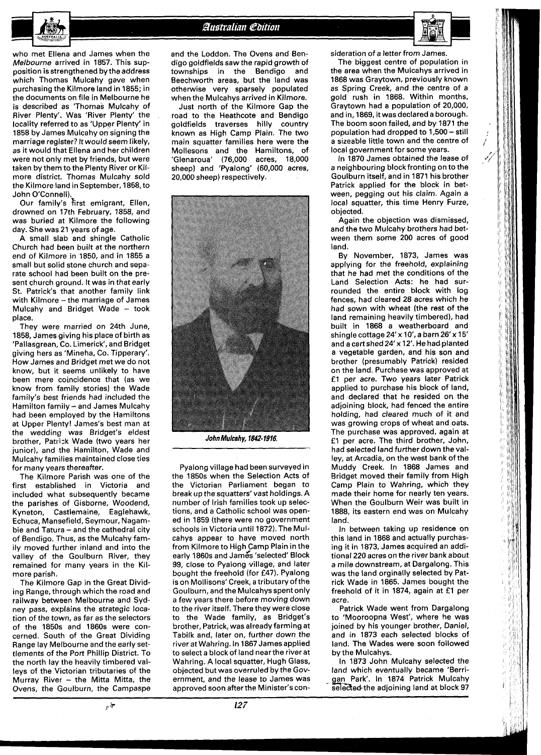who met Ellena and James when the *Melbourne* arrived in 1857. This supposition is strengthened by the address which Thomas Mulcahy gave when purchasing the Kilmore land in 1855; in the documents on file in Melbourne he is described as 'Thomas Mulcahy of River Plenty'. Was 'River Plenty' the locality referred to as 'Upper Plenty' in 1858 by James Mulcahy on signing the marriage register? It would seem likely, as it would that Ellena and her children were not only met by friends, but were taken by them to the Plenty River or Kilmore district. Thomas Mulcahy sold the Kilmore land in September, 1858, to John O'Connell).

Our family's first emigrant, Ellen, drowned on 17th February, 1858, and was buried at Kilmore the following day. She was 21 years of age.

A small slab and shingle Catholic Church had been built at the northern end of Kilmore in 1850, and in 1855 a small but solid stone church and separate school had been built on the present church ground. It was in that early St. Patrick's that another family link with Kilmore – the marriage of James Mulcahy and Bridget Wade – took place.

They were married on 24th June, 1858, James giving his place of birth as 'Pallasgrean, Co. Limerick', and Bridget giving hers as 'Mineha, Co. Tipperary'. How James and Bridget met we do not know, but it seems unlikely to have been mere coincidence that (as we know from family stories) the Wade family's best friends had included the Hamilton family – and James Mulcahy had been employed by the Hamiltons at Upper Plenty! James's best man at the wedding was Bridget's eldest brother, Patrick Wade (two years her junior), and the Hamilton, Wade and Mulcahy families maintained close ties for many years thereafter.

The Kilmore Parish was one of the first established in Victoria and included what subsequently became the parishes of Gisborne, Woodend, Kyneton, Castlemaine, Eaglehawk, Echuca, Mansefield, Seymour, Nagambie and Tatura – and the cathedral city of Bendigo. Thus, as the Mulcahy family moved further inland and into the valley of the Goulburn River, they remained for many years in the Kilmore parish.

The Kilmore Gap in the Great Dividing Range, through which the road and railway between Melbourne and Sydney pass, explains the strategic location of the town, as far as the selectors of the 1850s and 1860s were concerned. South of the Great Dividing Range lay Melbourne and the early settlements of the Port Phillip District. To the north lay the heavily timbered valleys of the Victorian tributaries of the Murray River – the Mitta Mitta, the Ovens, the Goulburn, the Campaspe and the Loddon. The Ovens and Bendigo goldfields saw the rapid growth of townships in the Bendigo and Beechworth areas, but the land was otherwise very sparsely populated when the Mulcahys arrived in Kilmore.

Just north of the Kilmore Gap the road to the Heathcote and Bendigo goldfields traverses hilly country known as High Camp Plain. The two main squatter families here were the Mollesons and the Hamiltons, of 'Glenaroua' (76,000 acres, 18,000 sheep) and 'Pyalong' (60,000 acres, 20,000 sheep) respectively.

*John Mulcahy, 1842-1916.*

Pyalong village had been surveyed in the 1850s when the Selection Acts of the Victorian Parliament began to break up the squatters' vast holdings. A number of Irish families took up selections, and a Catholic school was opened in 1859 (there were no government schools in Victoria until 1872). The Mulcahys appear to have moved north from Kilmore to High Camp Plain in the early 1860s and James 'selected' Block 99, close to Pyalong village, and later bought the freehold (for £47). Pyalong is on Mollisons' Creek, a tributary of the Goulburn, and the Mulcahys spent only a few years there before moving down to the river itself. There they were close to the Wade family, as Bridget's brother, Patrick, was already farming at Tabilk and, later on, further down the river at Wahring. In 1867 James applied to select a block of land near the river at Wahring. A local squatter, Hugh Glass, objected but was overruled by the Government, and the lease to James was approved soon after the Minister's consideration of a letter from James.

The biggest centre of population in the area when the Mulcahys arrived in 1868 was Graytown, previously known as Spring Creek, and the centre of a gold rush in 1868. Within months, Graytown had a population of 20,000, and in, 1869, it was declared a borough. The boom soon failed, and by 1871 the population had dropped to 1,500 – still a sizeable little town and the centre of local government for some years.

In 1870 James obtained the lease of a neighbouring block fronting on to the Goulburn itself, and in 1871 his brother Patrick applied for the block in between, pegging out his claim. Again a local squatter, this time Henry Furze, objected.

Again the objection was dismissed, and the two Mulcahy brothers had between them some 200 acres of good land.

By November, 1873, James was applying for the freehold, explaining that he had met the conditions of the Land Selection Acts: he had surrounded the entire block with log fences, had cleared 28 acres which he had sown with wheat (the rest of the land remaining heavily timbered), had built in 1868 a weatherboard and shingle cottage 24' x 10', a barn 26' x 15' and a cart shed 24' x 12'. He had planted a vegetable garden, and his son and brother (presumably Patrick) resided on the land. Purchase was approved at £1 per acre. Two years later Patrick applied to purchase his block of land, and declared that he resided on the adjoining block, had fenced the entire holding, had cleared much of it and was growing crops of wheat and oats. The purchase was approved, again at £1 per acre. The third brother, John, had selected land further down the valley, at Arcadia, on the west bank of the Muddy Creek. In 1868 James and Bridget moved their family from High Camp Plain to Wahring, which they made their home for nearly ten years. When the Goulburn Weir was built in 1888, its eastern end was on Mulcahy land.

In between taking up residence on this land in 1868 and actually purchasing it in 1873, James acquired an additional 220 acres on the river bank about a mile downstream, at Dargalong. This was the land orginally selected by Patrick Wade in 1865. James bought the freehold of it in 1874, again at £1 per acre.

Patrick Wade went from Dargalong to 'Mooroopna West', where he was joined by his younger brother, Daniel, and in 1873 each selected blocks of land. The Wades were soon followed by the Mulcahys.

In 1873 John Mulcahy selected the land which eventually became 'Berrigan Park'. In 1874 Patrick Mulcahy selected the adjoining land at block 97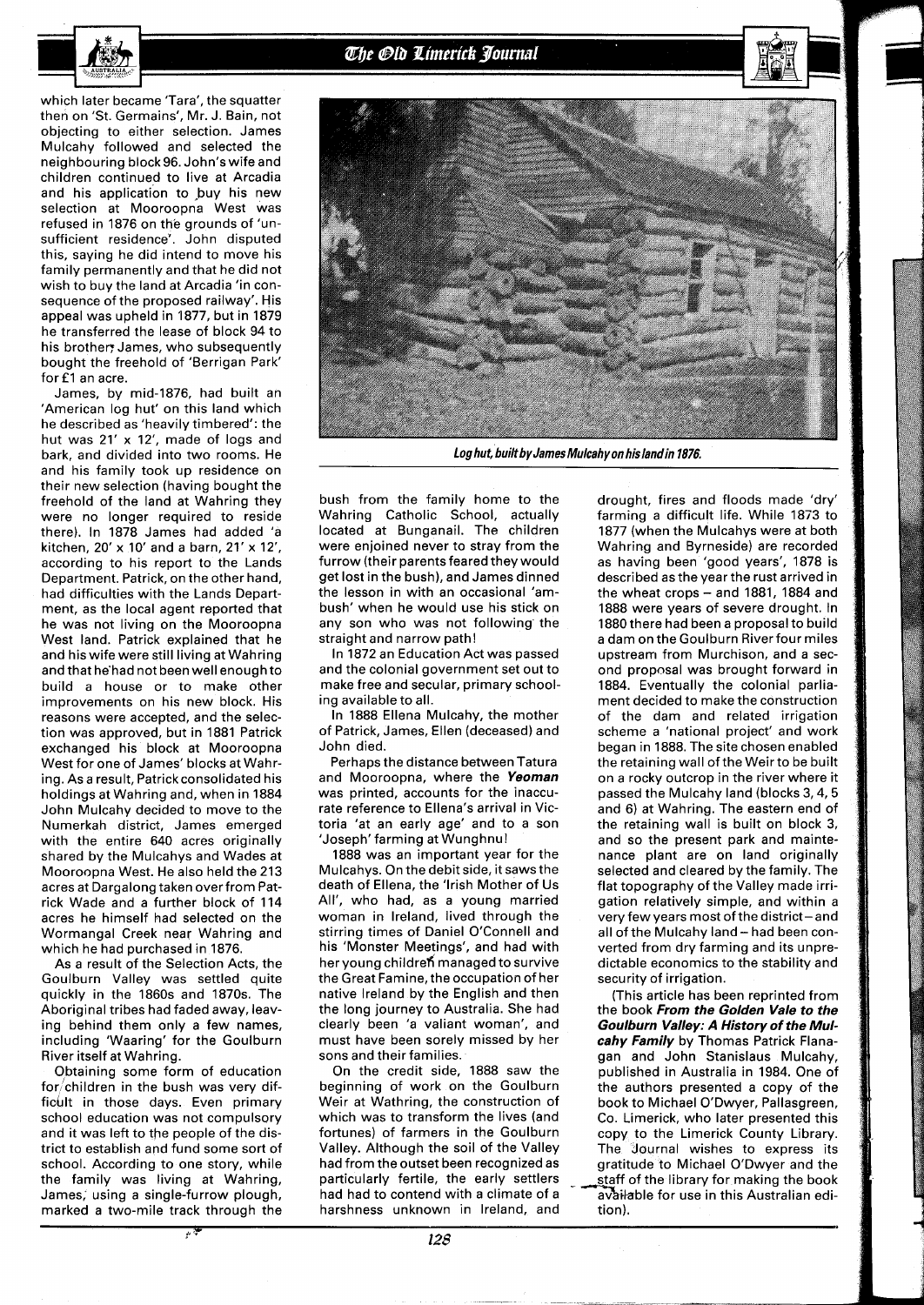which later became 'Tara', the squatter then on 'St. Germains', Mr. J. Bain, not objecting to either selection. James Mulcahy followed and selected the neighbouring block 96. John's wife and children continued to live at Arcadia and his application to buy his new selection at Mooroopna West was refused in 1876 on the grounds of 'unsufficient residence'. John disputed this, saying he did intend to move his family permanently and that he did not wish to buy the land at Arcadia 'in consequence of the proposed railway'. His appeal was upheld in 1877, but in 1879 he transferred the lease of block 94 to his brother James, who subsequently bought the freehold of 'Berrigan Park' for £1 an acre.

James, by mid-1876, had built an 'American log hut' on this land which he described as 'heavily timbered': the hut was 21' x 12', made of logs and bark, and divided into two rooms. He and his family took up residence on their new selection (having bought the freehold of the land at Wahring they were no longer required to reside there). In 1878 James had added 'a kitchen, 20' x 10' and a barn, 21' x 12', according to his report to the Lands Department. Patrick, on the other hand, had difficulties with the Lands Department, as the local agent reported that he was not living on the Mooroopna West land. Patrick explained that he and his wife were still living at Wahring and that he had not been well enough to build a house or to make other improvements on his new block. His reasons were accepted, and the selection was approved, but in 1881 Patrick exchanged his block at Mooroopna West for one of James' blocks at Wahring. As a result, Patrick consolidated his holdings at Wahring and, when in 1884 John Mulcahy decided to move to the Numerkah district, James emerged with the entire 640 acres originally shared by the Mulcahys and Wades at Mooroopna West. He also held the 213 acres at Dargalong taken over from Patrick Wade and a further block of 114 acres he himself had selected on the Wormangal Creek near Wahring and which he had purchased in 1876.

As a result of the Selection Acts, the Goulburn Valley was settled quite quickly in the 1860s and 1870s. The Aboriginal tribes had faded away, leaving behind them only a few names, including 'Waaring' for the Goulburn River itself at Wahring.

Obtaining some form of education for children in the bush was very difficult in those days. Even primary school education was not compulsory and it was left to the people of the district to establish and fund some sort of school. According to one story, while the family was living at Wahring, James, using a single-furrow plough, marked a two-mile track through the bush from the family home to the Wahring Catholic School, actually located at Bunganail. The children were enjoined never to stray from the furrow (their parents feared they would get lost in the bush), and James dinned the lesson in with an occasional 'ambush' when he would use his stick on any son who was not following the straight and narrow path!

*Log hut, built by James Mulcahy on his land in 1876.*

In 1872 an Education Act was passed and the colonial government set out to make free and secular, primary schooling available to all.

In 1888 Ellena Mulcahy, the mother of Patrick, James, Ellen (deceased) and John died.

Perhaps the distance between Tatura and Mooroopna, where the ***Yeoman*** was printed, accounts for the inaccurate reference to Ellena's arrival in Victoria 'at an early age' and to a son 'Joseph' farming at Wunghnu!

1888 was an important year for the Mulcahys. On the debit side, it saws the death of Ellena, the 'Irish Mother of Us All', who had, as a young married woman in Ireland, lived through the stirring times of Daniel O'Connell and his 'Monster Meetings', and had with her young children managed to survive the Great Famine, the occupation of her native Ireland by the English and then the long journey to Australia. She had clearly been 'a valiant woman', and must have been sorely missed by her sons and their families.

On the credit side, 1888 saw the beginning of work on the Goulburn Weir at Wathring, the construction of which was to transform the lives (and fortunes) of farmers in the Goulburn Valley. Although the soil of the Valley had from the outset been recognized as particularly fertile, the early settlers had had to contend with a climate of a harshness unknown in Ireland, and drought, fires and floods made 'dry' farming a difficult life. While 1873 to 1877 (when the Mulcahys were at both Wahring and Byrneside) are recorded as having been 'good years', 1878 is described as the year the rust arrived in the wheat crops – and 1881, 1884 and 1888 were years of severe drought. In 1880 there had been a proposal to build a dam on the Goulburn River four miles upstream from Murchison, and a second proposal was brought forward in 1884. Eventually the colonial parliament decided to make the construction of the dam and related irrigation scheme a 'national project' and work began in 1888. The site chosen enabled the retaining wall of the Weir to be built on a rocky outcrop in the river where it passed the Mulcahy land (blocks 3, 4, 5 and 6) at Wahring. The eastern end of the retaining wall is built on block 3, and so the present park and maintenance plant are on land originally selected and cleared by the family. The flat topography of the Valley made irrigation relatively simple, and within a very few years most of the district – and all of the Mulcahy land – had been converted from dry farming and its unpredictable economics to the stability and security of irrigation.

(This article has been reprinted from the book ***From the Golden Vale to the Goulburn Valley: A History of the Mulcahy Family*** by Thomas Patrick Flanagan and John Stanislaus Mulcahy, published in Australia in 1984. One of the authors presented a copy of the book to Michael O'Dwyer, Pallasgreen, Co. Limerick, who later presented this copy to the Limerick County Library. The Journal wishes to express its gratitude to Michael O'Dwyer and the staff of the library for making the book available for use in this Australian edition).